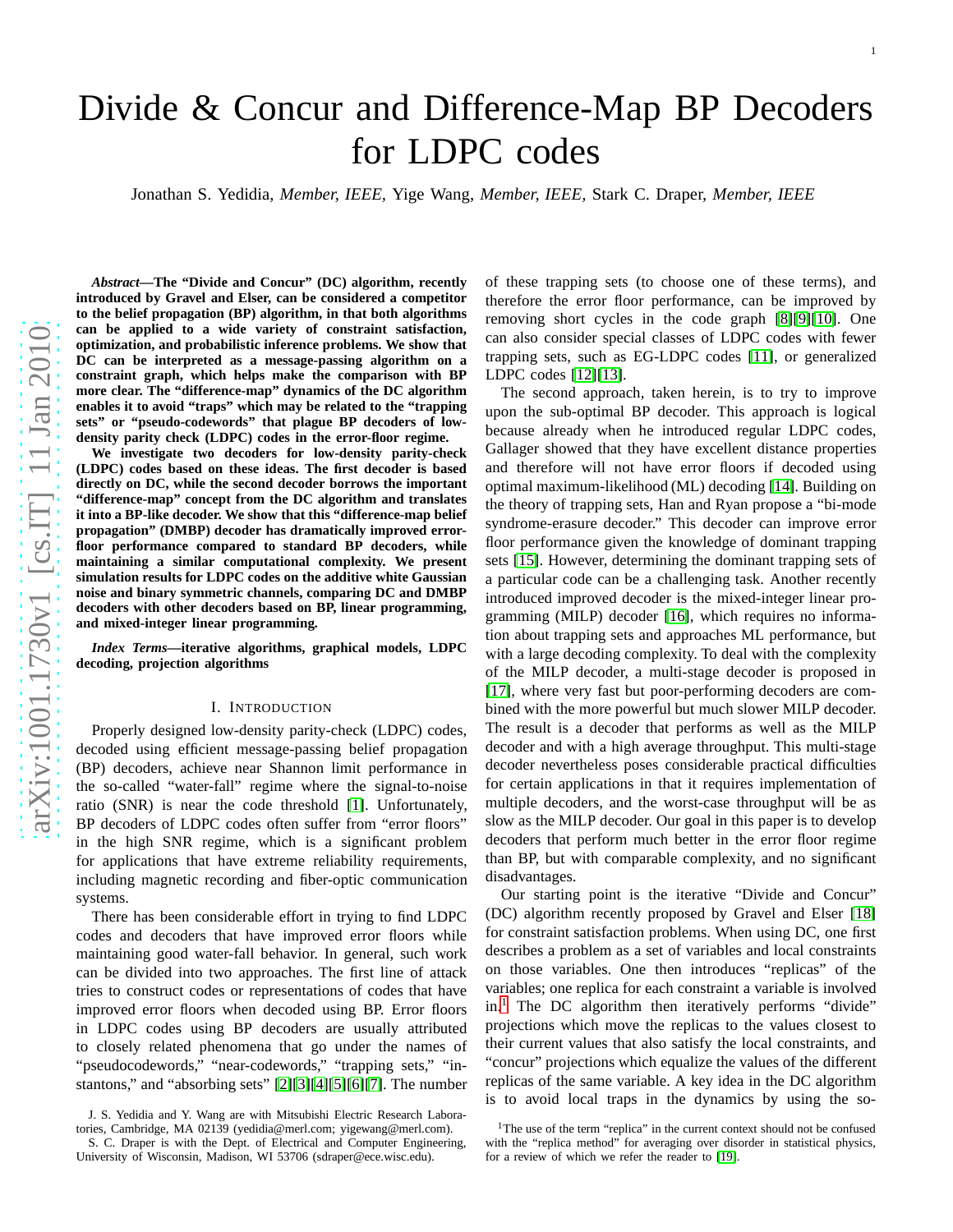# Divide & Concur and Difference-Map BP Decoders for LDPC codes

Jonathan S. Yedidia, *Member, IEEE,* Yige Wang, *Member, IEEE,* Stark C. Draper, *Member, IEEE*

***Abstract*—The "Divide and Concur" (DC) algorithm, recently introduced by Gravel and Elser, can be considered a competitor to the belief propagation (BP) algorithm, in that both algorithms can be applied to a wide variety of constraint satisfaction, optimization, and probabilistic inference problems. We show that DC can be interpreted as a message-passing algorithm on a constraint graph, which helps make the comparison with BP more clear. The "difference-map" dynamics of the DC algorithm enables it to avoid "traps" which may be related to the "trapping sets" or "pseudo-codewords" that plague BP decoders of low-density parity check (LDPC) codes in the error-floor regime.**

**We investigate two decoders for low-density parity-check (LDPC) codes based on these ideas. The first decoder is based directly on DC, while the second decoder borrows the important "difference-map" concept from the DC algorithm and translates it into a BP-like decoder. We show that this "difference-map belief propagation" (DMBP) decoder has dramatically improved error-floor performance compared to standard BP decoders, while maintaining a similar computational complexity. We present simulation results for LDPC codes on the additive white Gaussian noise and binary symmetric channels, comparing DC and DMBP decoders with other decoders based on BP, linear programming, and mixed-integer linear programming.**

***Index Terms*—iterative algorithms, graphical models, LDPC decoding, projection algorithms**

## I. Introduction

Properly designed low-density parity-check (LDPC) codes, decoded using efficient message-passing belief propagation (BP) decoders, achieve near Shannon limit performance in the so-called "water-fall" regime where the signal-to-noise ratio (SNR) is near the code threshold [1]. Unfortunately, BP decoders of LDPC codes often suffer from "error floors" in the high SNR regime, which is a significant problem for applications that have extreme reliability requirements, including magnetic recording and fiber-optic communication systems.

There has been considerable effort in trying to find LDPC codes and decoders that have improved error floors while maintaining good water-fall behavior. In general, such work can be divided into two approaches. The first line of attack tries to construct codes or representations of codes that have improved error floors when decoded using BP. Error floors in LDPC codes using BP decoders are usually attributed to closely related phenomena that go under the names of "pseudocodewords," "near-codewords," "trapping sets," "instantons," and "absorbing sets" [2][3][4][5][6][7]. The number of these trapping sets (to choose one of these terms), and therefore the error floor performance, can be improved by removing short cycles in the code graph [8][9][10]. One can also consider special classes of LDPC codes with fewer trapping sets, such as EG-LDPC codes [11], or generalized LDPC codes [12][13].

The second approach, taken herein, is to try to improve upon the sub-optimal BP decoder. This approach is logical because already when he introduced regular LDPC codes, Gallager showed that they have excellent distance properties and therefore will not have error floors if decoded using optimal maximum-likelihood (ML) decoding [14]. Building on the theory of trapping sets, Han and Ryan propose a "bi-mode syndrome-erasure decoder." This decoder can improve error floor performance given the knowledge of dominant trapping sets [15]. However, determining the dominant trapping sets of a particular code can be a challenging task. Another recently introduced improved decoder is the mixed-integer linear programming (MILP) decoder [16], which requires no information about trapping sets and approaches ML performance, but with a large decoding complexity. To deal with the complexity of the MILP decoder, a multi-stage decoder is proposed in [17], where very fast but poor-performing decoders are combined with the more powerful but much slower MILP decoder. The result is a decoder that performs as well as the MILP decoder and with a high average throughput. This multi-stage decoder nevertheless poses considerable practical difficulties for certain applications in that it requires implementation of multiple decoders, and the worst-case throughput will be as slow as the MILP decoder. Our goal in this paper is to develop decoders that perform much better in the error floor regime than BP, but with comparable complexity, and no significant disadvantages.

Our starting point is the iterative "Divide and Concur" (DC) algorithm recently proposed by Gravel and Elser [18] for constraint satisfaction problems. When using DC, one first describes a problem as a set of variables and local constraints on those variables. One then introduces "replicas" of the variables; one replica for each constraint a variable is involved in.[1] The DC algorithm then iteratively performs "divide" projections which move the replicas to the values closest to their current values that also satisfy the local constraints, and "concur" projections which equalize the values of the different replicas of the same variable. A key idea in the DC algorithm is to avoid local traps in the dynamics by using the so-

J. S. Yedidia and Y. Wang are with Mitsubishi Electric Research Laboratories, Cambridge, MA 02139 (yedidia@merl.com; yigewang@merl.com).

S. C. Draper is with the Dept. of Electrical and Computer Engineering, University of Wisconsin, Madison, WI 53706 (sdraper@ece.wisc.edu).

[1] The use of the term "replica" in the current context should not be confused with the "replica method" for averaging over disorder in statistical physics, for a review of which we refer the reader to [19].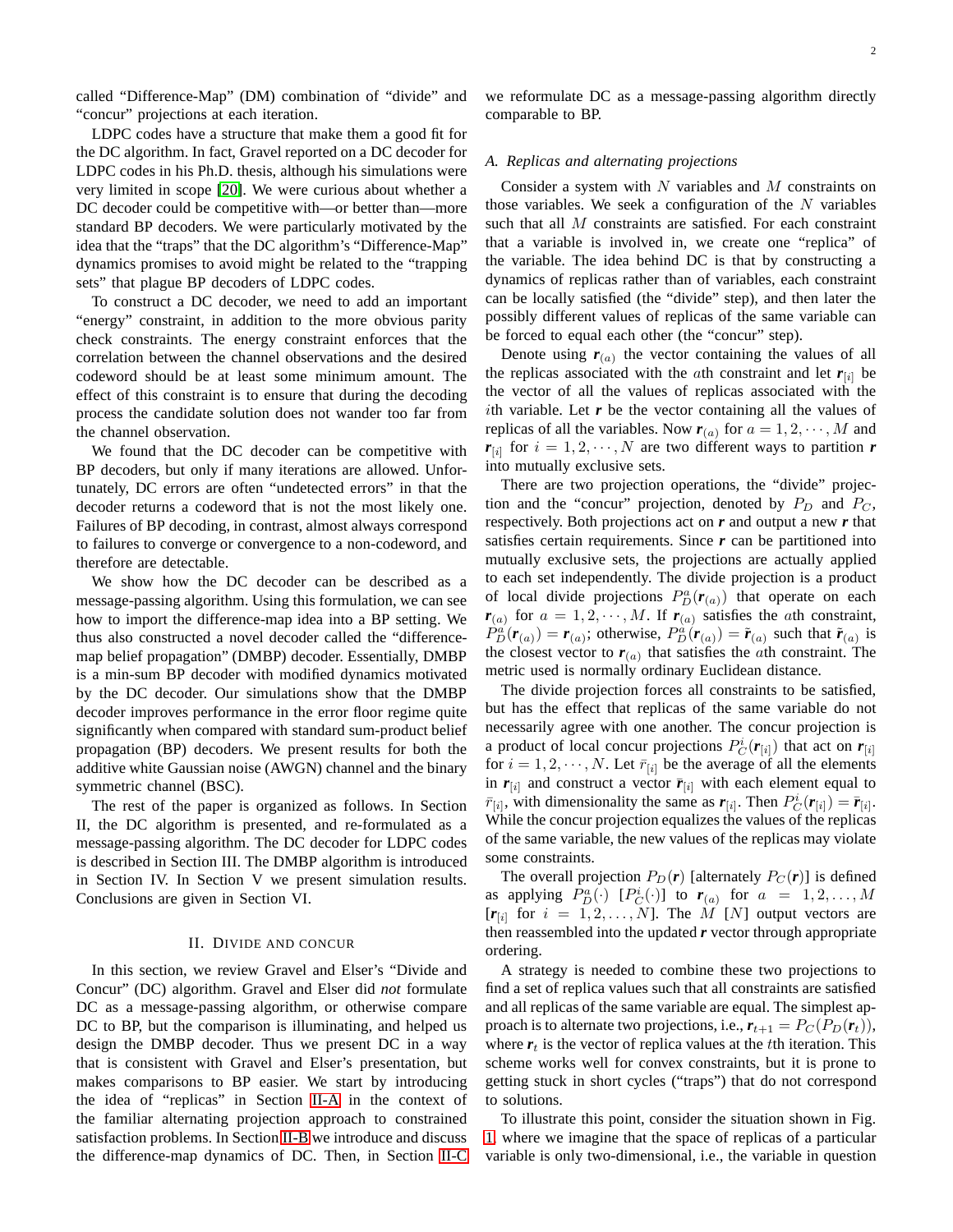called "Difference-Map" (DM) combination of "divide" and "concur" projections at each iteration.

LDPC codes have a structure that make them a good fit for the DC algorithm. In fact, Gravel reported on a DC decoder for LDPC codes in his Ph.D. thesis, although his simulations were very limited in scope [20]. We were curious about whether a DC decoder could be competitive with—or better than—more standard BP decoders. We were particularly motivated by the idea that the "traps" that the DC algorithm's "Difference-Map" dynamics promises to avoid might be related to the "trapping sets" that plague BP decoders of LDPC codes.

To construct a DC decoder, we need to add an important "energy" constraint, in addition to the more obvious parity check constraints. The energy constraint enforces that the correlation between the channel observations and the desired codeword should be at least some minimum amount. The effect of this constraint is to ensure that during the decoding process the candidate solution does not wander too far from the channel observation.

We found that the DC decoder can be competitive with BP decoders, but only if many iterations are allowed. Unfortunately, DC errors are often "undetected errors" in that the decoder returns a codeword that is not the most likely one. Failures of BP decoding, in contrast, almost always correspond to failures to converge or convergence to a non-codeword, and therefore are detectable.

We show how the DC decoder can be described as a message-passing algorithm. Using this formulation, we can see how to import the difference-map idea into a BP setting. We thus also constructed a novel decoder called the "difference-map belief propagation" (DMBP) decoder. Essentially, DMBP is a min-sum BP decoder with modified dynamics motivated by the DC decoder. Our simulations show that the DMBP decoder improves performance in the error floor regime quite significantly when compared with standard sum-product belief propagation (BP) decoders. We present results for both the additive white Gaussian noise (AWGN) channel and the binary symmetric channel (BSC).

The rest of the paper is organized as follows. In Section II, the DC algorithm is presented, and re-formulated as a message-passing algorithm. The DC decoder for LDPC codes is described in Section III. The DMBP algorithm is introduced in Section IV. In Section V we present simulation results. Conclusions are given in Section VI.

## II. Divide and Concur

In this section, we review Gravel and Elser's "Divide and Concur" (DC) algorithm. Gravel and Elser did *not* formulate DC as a message-passing algorithm, or otherwise compare DC to BP, but the comparison is illuminating, and helped us design the DMBP decoder. Thus we present DC in a way that is consistent with Gravel and Elser's presentation, but makes comparisons to BP easier. We start by introducing the idea of "replicas" in Section II-A in the context of the familiar alternating projection approach to constrained satisfaction problems. In Section II-B we introduce and discuss the difference-map dynamics of DC. Then, in Section II-C we reformulate DC as a message-passing algorithm directly comparable to BP.

### A. Replicas and alternating projections

Consider a system with $N$ variables and $M$ constraints on those variables. We seek a configuration of the $N$ variables such that all $M$ constraints are satisfied. For each constraint that a variable is involved in, we create one "replica" of the variable. The idea behind DC is that by constructing a dynamics of replicas rather than of variables, each constraint can be locally satisfied (the "divide" step), and then later the possibly different values of replicas of the same variable can be forced to equal each other (the "concur" step).

Denote using $\boldsymbol{r}_{(a)}$ the vector containing the values of all the replicas associated with the $a$th constraint and let $\boldsymbol{r}_{[i]}$ be the vector of all the values of replicas associated with the $i$th variable. Let $\boldsymbol{r}$ be the vector containing all the values of replicas of all the variables. Now $\boldsymbol{r}_{(a)}$ for $a = 1, 2, \cdots, M$ and $\boldsymbol{r}_{[i]}$ for $i = 1, 2, \cdots, N$ are two different ways to partition $\boldsymbol{r}$ into mutually exclusive sets.

There are two projection operations, the "divide" projection and the "concur" projection, denoted by $P_D$ and $P_C$, respectively. Both projections act on $\boldsymbol{r}$ and output a new $\boldsymbol{r}$ that satisfies certain requirements. Since $\boldsymbol{r}$ can be partitioned into mutually exclusive sets, the projections are actually applied to each set independently. The divide projection is a product of local divide projections $P_D^a(\boldsymbol{r}_{(a)})$ that operate on each $\boldsymbol{r}_{(a)}$ for $a = 1, 2, \cdots, M$. If $\boldsymbol{r}_{(a)}$ satisfies the $a$th constraint, $P_D^a(\boldsymbol{r}_{(a)}) = \boldsymbol{r}_{(a)}$; otherwise, $P_D^a(\boldsymbol{r}_{(a)}) = \tilde{\boldsymbol{r}}_{(a)}$ such that $\tilde{\boldsymbol{r}}_{(a)}$ is the closest vector to $\boldsymbol{r}_{(a)}$ that satisfies the $a$th constraint. The metric used is normally ordinary Euclidean distance.

The divide projection forces all constraints to be satisfied, but has the effect that replicas of the same variable do not necessarily agree with one another. The concur projection is a product of local concur projections $P_C^i(\boldsymbol{r}_{[i]})$ that act on $\boldsymbol{r}_{[i]}$ for $i = 1, 2, \cdots, N$. Let $\bar{r}_{[i]}$ be the average of all the elements in $\boldsymbol{r}_{[i]}$ and construct a vector $\bar{\boldsymbol{r}}_{[i]}$ with each element equal to $\bar{r}_{[i]}$, with dimensionality the same as $\boldsymbol{r}_{[i]}$. Then $P_C^i(\boldsymbol{r}_{[i]}) = \bar{\boldsymbol{r}}_{[i]}$. While the concur projection equalizes the values of the replicas of the same variable, the new values of the replicas may violate some constraints.

The overall projection $P_D(\boldsymbol{r})$ [alternately $P_C(\boldsymbol{r})$] is defined as applying $P_D^a(\cdot)$ [$P_C^i(\cdot)$] to $\boldsymbol{r}_{(a)}$ for $a = 1, 2, \ldots, M$ [$\boldsymbol{r}_{[i]}$ for $i = 1, 2, \ldots, N$]. The $M$ [$N$] output vectors are then reassembled into the updated $\boldsymbol{r}$ vector through appropriate ordering.

A strategy is needed to combine these two projections to find a set of replica values such that all constraints are satisfied and all replicas of the same variable are equal. The simplest approach is to alternate two projections, i.e., $\boldsymbol{r}_{t+1} = P_C(P_D(\boldsymbol{r}_t))$, where $\boldsymbol{r}_t$ is the vector of replica values at the $t$th iteration. This scheme works well for convex constraints, but it is prone to getting stuck in short cycles ("traps") that do not correspond to solutions.

To illustrate this point, consider the situation shown in Fig. 1, where we imagine that the space of replicas of a particular variable is only two-dimensional, i.e., the variable in question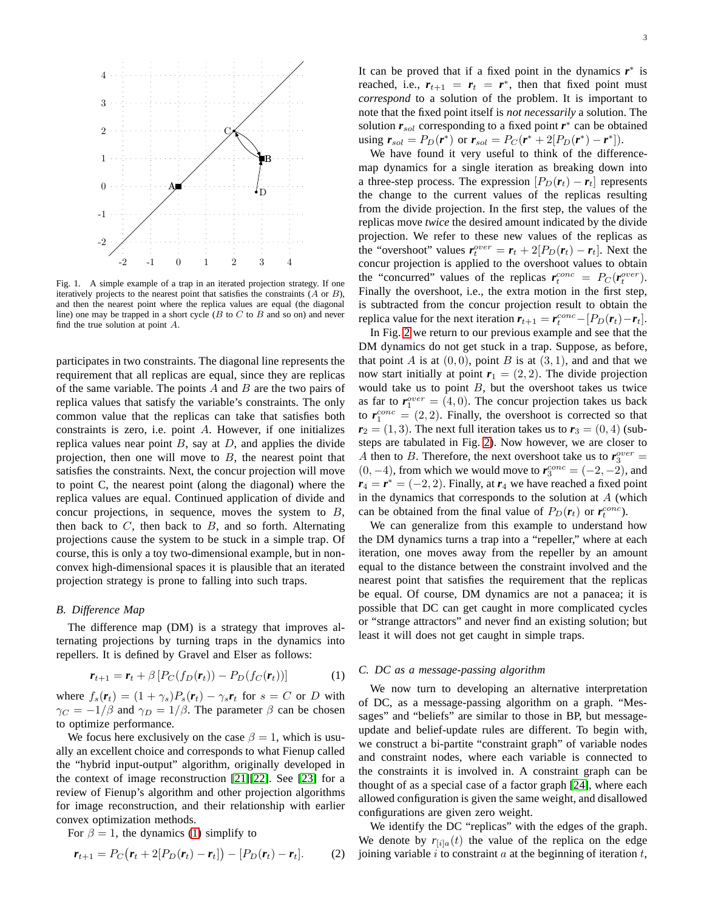Fig. 1. A simple example of a trap in an iterated projection strategy. If one iteratively projects to the nearest point that satisfies the constraints ($A$ or $B$), and then the nearest point where the replica values are equal (the diagonal line) one may be trapped in a short cycle ($B$ to $C$ to $B$ and so on) and never find the true solution at point $A$.

participates in two constraints. The diagonal line represents the requirement that all replicas are equal, since they are replicas of the same variable. The points $A$ and $B$ are the two pairs of replica values that satisfy the variable's constraints. The only common value that the replicas can take that satisfies both constraints is zero, i.e. point $A$. However, if one initializes replica values near point $B$, say at $D$, and applies the divide projection, then one will move to $B$, the nearest point that satisfies the constraints. Next, the concur projection will move to point C, the nearest point (along the diagonal) where the replica values are equal. Continued application of divide and concur projections, in sequence, moves the system to $B$, then back to $C$, then back to $B$, and so forth. Alternating projections cause the system to be stuck in a simple trap. Of course, this is only a toy two-dimensional example, but in non-convex high-dimensional spaces it is plausible that an iterated projection strategy is prone to falling into such traps.

### B. Difference Map

The difference map (DM) is a strategy that improves alternating projections by turning traps in the dynamics into repellers. It is defined by Gravel and Elser as follows:

$$\boldsymbol{r}_{t+1} = \boldsymbol{r}_t + \beta \left[ P_C(f_D(\boldsymbol{r}_t)) - P_D(f_C(\boldsymbol{r}_t)) \right] \tag{1}$$

where $f_s(\boldsymbol{r}_t) = (1 + \gamma_s) P_s(\boldsymbol{r}_t) - \gamma_s \boldsymbol{r}_t$ for $s = C$ or $D$ with $\gamma_C = -1/\beta$ and $\gamma_D = 1/\beta$. The parameter $\beta$ can be chosen to optimize performance.

We focus here exclusively on the case $\beta = 1$, which is usually an excellent choice and corresponds to what Fienup called the "hybrid input-output" algorithm, originally developed in the context of image reconstruction [21][22]. See [23] for a review of Fienup's algorithm and other projection algorithms for image reconstruction, and their relationship with earlier convex optimization methods.

For $\beta = 1$, the dynamics (1) simplify to

$$\boldsymbol{r}_{t+1} = P_C\big(\boldsymbol{r}_t + 2[P_D(\boldsymbol{r}_t) - \boldsymbol{r}_t]\big) - [P_D(\boldsymbol{r}_t) - \boldsymbol{r}_t]. \tag{2}$$

It can be proved that if a fixed point in the dynamics $\boldsymbol{r}^*$ is reached, i.e., $\boldsymbol{r}_{t+1} = \boldsymbol{r}_t = \boldsymbol{r}^*$, then that fixed point must *correspond* to a solution of the problem. It is important to note that the fixed point itself is *not necessarily* a solution. The solution $\boldsymbol{r}_{sol}$ corresponding to a fixed point $\boldsymbol{r}^*$ can be obtained using $\boldsymbol{r}_{sol} = P_D(\boldsymbol{r}^*)$ or $\boldsymbol{r}_{sol} = P_C(\boldsymbol{r}^* + 2[P_D(\boldsymbol{r}^*) - \boldsymbol{r}^*])$.

We have found it very useful to think of the difference-map dynamics for a single iteration as breaking down into a three-step process. The expression $[P_D(\boldsymbol{r}_t) - \boldsymbol{r}_t]$ represents the change to the current values of the replicas resulting from the divide projection. In the first step, the values of the replicas move *twice* the desired amount indicated by the divide projection. We refer to these new values of the replicas as the "overshoot" values $\boldsymbol{r}_t^{over} = \boldsymbol{r}_t + 2[P_D(\boldsymbol{r}_t) - \boldsymbol{r}_t]$. Next the concur projection is applied to the overshoot values to obtain the "concurred" values of the replicas $\boldsymbol{r}_t^{conc} = P_C(\boldsymbol{r}_t^{over})$. Finally the overshoot, i.e., the extra motion in the first step, is subtracted from the concur projection result to obtain the replica value for the next iteration $\boldsymbol{r}_{t+1} = \boldsymbol{r}_t^{conc} - [P_D(\boldsymbol{r}_t) - \boldsymbol{r}_t]$.

In Fig. 2 we return to our previous example and see that the DM dynamics do not get stuck in a trap. Suppose, as before, that point $A$ is at $(0, 0)$, point $B$ is at $(3, 1)$, and and that we now start initially at point $\boldsymbol{r}_1 = (2, 2)$. The divide projection would take us to point $B$, but the overshoot takes us twice as far to $\boldsymbol{r}_1^{over} = (4, 0)$. The concur projection takes us back to $\boldsymbol{r}_1^{conc} = (2, 2)$. Finally, the overshoot is corrected so that $\boldsymbol{r}_2 = (1, 3)$. The next full iteration takes us to $\boldsymbol{r}_3 = (0, 4)$ (sub-steps are tabulated in Fig. 2). Now however, we are closer to $A$ then to $B$. Therefore, the next overshoot take us to $\boldsymbol{r}_3^{over} = (0, -4)$, from which we would move to $\boldsymbol{r}_3^{conc} = (-2, -2)$, and $\boldsymbol{r}_4 = \boldsymbol{r}^* = (-2, 2)$. Finally, at $\boldsymbol{r}_4$ we have reached a fixed point in the dynamics that corresponds to the solution at $A$ (which can be obtained from the final value of $P_D(\boldsymbol{r}_t)$ or $\boldsymbol{r}_t^{conc}$).

We can generalize from this example to understand how the DM dynamics turns a trap into a "repeller," where at each iteration, one moves away from the repeller by an amount equal to the distance between the constraint involved and the nearest point that satisfies the requirement that the replicas be equal. Of course, DM dynamics are not a panacea; it is possible that DC can get caught in more complicated cycles or "strange attractors" and never find an existing solution; but least it will does not get caught in simple traps.

### C. DC as a message-passing algorithm

We now turn to developing an alternative interpretation of DC, as a message-passing algorithm on a graph. "Messages" and "beliefs" are similar to those in BP, but message-update and belief-update rules are different. To begin with, we construct a bi-partite "constraint graph" of variable nodes and constraint nodes, where each variable is connected to the constraints it is involved in. A constraint graph can be thought of as a special case of a factor graph [24], where each allowed configuration is given the same weight, and disallowed configurations are given zero weight.

We identify the DC "replicas" with the edges of the graph. We denote by $r_{[i]a}(t)$ the value of the replica on the edge joining variable $i$ to constraint $a$ at the beginning of iteration $t$,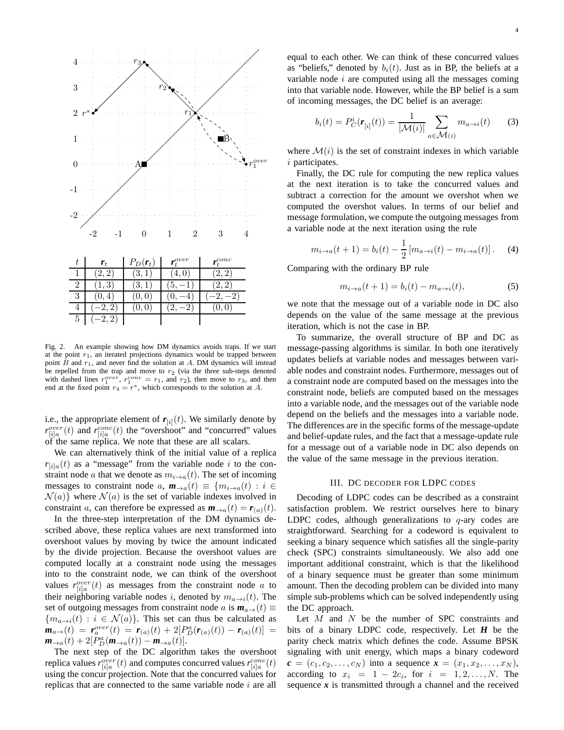| $t$ | $\boldsymbol{r}_t$ | $P_D(\boldsymbol{r}_t)$ | $\boldsymbol{r}_t^{over}$ | $\boldsymbol{r}_t^{conc}$ |
|---|---|---|---|---|
| 1 | $(2, 2)$ | $(3, 1)$ | $(4, 0)$ | $(2, 2)$ |
| 2 | $(1, 3)$ | $(3, 1)$ | $(5, -1)$ | $(2, 2)$ |
| 3 | $(0, 4)$ | $(0, 0)$ | $(0, -4)$ | $(-2, -2)$ |
| 4 | $(-2, 2)$ | $(0, 0)$ | $(2, -2)$ | $(0, 0)$ |
| 5 | $(-2, 2)$ | | | |

Fig. 2. An example showing how DM dynamics avoids traps. If we start at the point $r_1$, an iterated projections dynamics would be trapped between point $B$ and $r_1$, and never find the solution at $A$. DM dynamics will instead be repelled from the trap and move to $r_2$ (via the three sub-steps denoted with dashed lines $r_1^{over}$, $r_1^{conc} = r_1$, and $r_2$), then move to $r_3$, and then end at the fixed point $r_4 = r^*$, which corresponds to the solution at $A$.

i.e., the appropriate element of $\boldsymbol{r}_{[i]}(t)$. We similarly denote by $r_{[i]a}^{over}(t)$ and $r_{[i]a}^{conc}(t)$ the "overshoot" and "concurred" values of the same replica. We note that these are all scalars.

We can alternatively think of the initial value of a replica $r_{[i]a}(t)$ as a "message" from the variable node $i$ to the constraint node $a$ that we denote as $m_{i\to a}(t)$. The set of incoming messages to constraint node $a$, $\boldsymbol{m}_{\to a}(t) \equiv \{m_{i\to a}(t) : i \in \mathcal{N}(a)\}$ where $\mathcal{N}(a)$ is the set of variable indexes involved in constraint $a$, can therefore be expressed as $\boldsymbol{m}_{\to a}(t) = \boldsymbol{r}_{(a)}(t)$.

In the three-step interpretation of the DM dynamics described above, these replica values are next transformed into overshoot values by moving by twice the amount indicated by the divide projection. Because the overshoot values are computed locally at a constraint node using the messages into to the constraint node, we can think of the overshoot values $r_{[i]a}^{over}(t)$ as messages from the constraint node $a$ to their neighboring variable nodes $i$, denoted by $m_{a\to i}(t)$. The set of outgoing messages from constraint node $a$ is $\boldsymbol{m}_{a\to}(t) \equiv \{m_{a\to i}(t) : i \in \mathcal{N}(a)\}$. This set can thus be calculated as $\boldsymbol{m}_{a\to}(t) = \boldsymbol{r}_a^{over}(t) = \boldsymbol{r}_{(a)}(t) + 2[P_D^a(\boldsymbol{r}_{(a)}(t)) - \boldsymbol{r}_{(a)}(t)] = \boldsymbol{m}_{\to a}(t) + 2[P_D^a(\boldsymbol{m}_{\to a}(t)) - \boldsymbol{m}_{\to a}(t)]$.

The next step of the DC algorithm takes the overshoot replica values $r_{[i]a}^{over}(t)$ and computes concurred values $r_{[i]a}^{conc}(t)$ using the concur projection. Note that the concurred values for replicas that are connected to the same variable node $i$ are all equal to each other. We can think of these concurred values as "beliefs," denoted by $b_i(t)$. Just as in BP, the beliefs at a variable node $i$ are computed using all the messages coming into that variable node. However, while the BP belief is a sum of incoming messages, the DC belief is an average:

$$b_i(t) = P_C^i(\boldsymbol{r}_{[i]}(t)) = \frac{1}{|\mathcal{M}(i)|} \sum_{a\in\mathcal{M}(i)} m_{a\to i}(t) \tag{3}$$

where $\mathcal{M}(i)$ is the set of constraint indexes in which variable $i$ participates.

Finally, the DC rule for computing the new replica values at the next iteration is to take the concurred values and subtract a correction for the amount we overshot when we computed the overshot values. In terms of our belief and message formulation, we compute the outgoing messages from a variable node at the next iteration using the rule

$$m_{i\to a}(t+1) = b_i(t) - \frac{1}{2}\left[m_{a\to i}(t) - m_{i\to a}(t)\right]. \tag{4}$$

Comparing with the ordinary BP rule

$$m_{i\to a}(t+1) = b_i(t) - m_{a\to i}(t), \tag{5}$$

we note that the message out of a variable node in DC also depends on the value of the same message at the previous iteration, which is not the case in BP.

To summarize, the overall structure of BP and DC as message-passing algorithms is similar. In both one iteratively updates beliefs at variable nodes and messages between variable nodes and constraint nodes. Furthermore, messages out of a constraint node are computed based on the messages into the constraint node, beliefs are computed based on the messages into a variable node, and the messages out of the variable node depend on the beliefs and the messages into a variable node. The differences are in the specific forms of the message-update and belief-update rules, and the fact that a message-update rule for a message out of a variable node in DC also depends on the value of the same message in the previous iteration.

## III. DC DECODER FOR LDPC CODES

Decoding of LDPC codes can be described as a constraint satisfaction problem. We restrict ourselves here to binary LDPC codes, although generalizations to $q$-ary codes are straightforward. Searching for a codeword is equivalent to seeking a binary sequence which satisfies all the single-parity check (SPC) constraints simultaneously. We also add one important additional constraint, which is that the likelihood of a binary sequence must be greater than some minimum amount. Then the decoding problem can be divided into many simple sub-problems which can be solved independently using the DC approach.

Let $M$ and $N$ be the number of SPC constraints and bits of a binary LDPC code, respectively. Let $\boldsymbol{H}$ be the parity check matrix which defines the code. Assume BPSK signaling with unit energy, which maps a binary codeword $\boldsymbol{c} = (c_1, c_2, \ldots, c_N)$ into a sequence $\boldsymbol{x} = (x_1, x_2, \ldots, x_N)$, according to $x_i = 1 - 2c_i$, for $i = 1, 2, \ldots, N$. The sequence $\boldsymbol{x}$ is transmitted through a channel and the received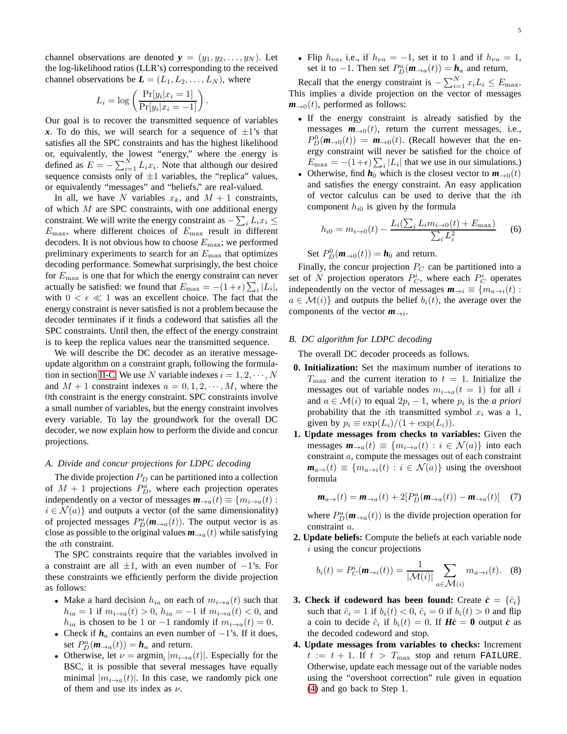channel observations are denoted $\boldsymbol{y} = (y_1, y_2, \ldots, y_N)$. Let the log-likelihood ratios (LLR's) corresponding to the received channel observations be $\boldsymbol{L} = (L_1, L_2, \ldots, L_N)$, where

$$L_i = \log\left(\frac{\Pr[y_i|x_i = 1]}{\Pr[y_i|x_i = -1]}\right).$$

Our goal is to recover the transmitted sequence of variables $\boldsymbol{x}$. To do this, we will search for a sequence of $\pm 1$'s that satisfies all the SPC constraints and has the highest likelihood or, equivalently, the lowest "energy," where the energy is defined as $E = -\sum_{i=1}^{N} L_i x_i$. Note that although our desired sequence consists only of $\pm 1$ variables, the "replica" values, or equivalently "messages" and "beliefs," are real-valued.

In all, we have $N$ variables $x_k$, and $M+1$ constraints, of which $M$ are SPC constraints, with one additional energy constraint. We will write the energy constraint as $-\sum_i L_i x_i \leq E_{\max}$, where different choices of $E_{\max}$ result in different decoders. It is not obvious how to choose $E_{\max}$; we performed preliminary experiments to search for an $E_{\max}$ that optimizes decoding performance. Somewhat surprisingly, the best choice for $E_{\max}$ is one that for which the energy constraint can never actually be satisfied: we found that $E_{\max} = -(1+\epsilon)\sum_i |L_i|$, with $0 < \epsilon \ll 1$ was an excellent choice. The fact that the energy constraint is never satisfied is not a problem because the decoder terminates if it finds a codeword that satisfies all the SPC constraints. Until then, the effect of the energy constraint is to keep the replica values near the transmitted sequence.

We will describe the DC decoder as an iterative message-update algorithm on a constraint graph, following the formulation in section II-C. We use $N$ variable indexes $i = 1, 2, \cdots, N$ and $M+1$ constraint indexes $a = 0, 1, 2, \cdots, M$, where the 0th constraint is the energy constraint. SPC constraints involve a small number of variables, but the energy constraint involves every variable. To lay the groundwork for the overall DC decoder, we now explain how to perform the divide and concur projections.

### *A. Divide and concur projections for LDPC decoding*

The divide projection $P_D$ can be partitioned into a collection of $M+1$ projections $P_D^a$, where each projection operates independently on a vector of messages $\boldsymbol{m}_{\to a}(t) \equiv \{m_{i\to a}(t) : i \in \mathcal{N}(a)\}$ and outputs a vector (of the same dimensionality) of projected messages $P_D^a(\boldsymbol{m}_{\to a}(t))$. The output vector is as close as possible to the original values $\boldsymbol{m}_{\to a}(t)$ while satisfying the $a$th constraint.

The SPC constraints require that the variables involved in a constraint are all $\pm 1$, with an even number of $-1$'s. For these constraints we efficiently perform the divide projection as follows:

- Make a hard decision $h_{ia}$ on each of $m_{i\to a}(t)$ such that $h_{ia} = 1$ if $m_{i\to a}(t) > 0$, $h_{ia} = -1$ if $m_{i\to a}(t) < 0$, and $h_{ia}$ is chosen to be 1 or $-1$ randomly if $m_{i\to a}(t) = 0$.
- Check if $\boldsymbol{h}_a$ contains an even number of $-1$'s. If it does, set $P_D^a(\boldsymbol{m}_{\to a}(t)) = \boldsymbol{h}_a$ and return.
- Otherwise, let $\nu = \text{argmin}_i |m_{i\to a}(t)|$. Especially for the BSC, it is possible that several messages have equally minimal $|m_{i\to a}(t)|$. In this case, we randomly pick one of them and use its index as $\nu$.
- Flip $h_{\nu a}$, i.e., if $h_{\nu a} = -1$, set it to 1 and if $h_{\nu a} = 1$, set it to $-1$. Then set $P_D^a(\boldsymbol{m}_{\to a}(t)) = \boldsymbol{h}_a$ and return.

Recall that the energy constraint is $-\sum_{i=1}^{N} x_i L_i \leq E_{\max}$. This implies a divide projection on the vector of messages $\boldsymbol{m}_{\to 0}(t)$, performed as follows:

- If the energy constraint is already satisfied by the messages $\boldsymbol{m}_{\to 0}(t)$, return the current messages, i.e., $P_D^0(\boldsymbol{m}_{\to 0}(t)) = \boldsymbol{m}_{\to 0}(t)$. (Recall however that the energy constraint will never be satisfied for the choice of $E_{\max} = -(1+\epsilon)\sum_i |L_i|$ that we use in our simulations.)
- Otherwise, find $\boldsymbol{h}_0$ which is the closest vector to $\boldsymbol{m}_{\to 0}(t)$ and satisfies the energy constraint. An easy application of vector calculus can be used to derive that the $i$th component $h_{i0}$ is given by the formula

$$h_{i0} = m_{i\to 0}(t) - \frac{L_i(\sum_i L_i m_{i\to 0}(t) + E_{\max})}{\sum_i L_i^2} \tag{6}$$

Set $P_D^0(\boldsymbol{m}_{\to 0}(t)) = \boldsymbol{h}_0$ and return.

Finally, the concur projection $P_C$ can be partitioned into a set of $N$ projection operators $P_C^i$, where each $P_C^i$ operates independently on the vector of messages $\boldsymbol{m}_{\to i} \equiv \{m_{a\to i}(t) : a \in \mathcal{M}(i)\}$ and outputs the belief $b_i(t)$, the average over the components of the vector $\boldsymbol{m}_{\to i}$.

### *B. DC algorithm for LDPC decoding*

The overall DC decoder proceeds as follows.

**0. Initialization:** Set the maximum number of iterations to $T_{\max}$ and the current iteration to $t = 1$. Initialize the messages out of variable nodes $m_{i\to a}(t = 1)$ for all $i$ and $a \in \mathcal{M}(i)$ to equal $2p_i - 1$, where $p_i$ is the *a priori* probability that the $i$th transmitted symbol $x_i$ was a 1, given by $p_i \equiv \exp(L_i)/(1 + \exp(L_i))$.

**1. Update messages from checks to variables:** Given the messages $\boldsymbol{m}_{\to a}(t) \equiv \{m_{i\to a}(t) : i \in \mathcal{N}(a)\}$ into each constraint $a$, compute the messages out of each constraint $\boldsymbol{m}_{a\to}(t) \equiv \{m_{a\to i}(t) : i \in \mathcal{N}(a)\}$ using the overshoot formula

$$\boldsymbol{m}_{a\to}(t) = \boldsymbol{m}_{\to a}(t) + 2[P_D^a(\boldsymbol{m}_{\to a}(t)) - \boldsymbol{m}_{\to a}(t)] \tag{7}$$

where $P_D^a(\boldsymbol{m}_{\to a}(t))$ is the divide projection operation for constraint $a$.

**2. Update beliefs:** Compute the beliefs at each variable node $i$ using the concur projections

$$b_i(t) = P_C^i(\boldsymbol{m}_{\to i}(t)) = \frac{1}{|\mathcal{M}(i)|}\sum_{a\in\mathcal{M}(i)} m_{a\to i}(t). \tag{8}$$

**3. Check if codeword has been found:** Create $\hat{\boldsymbol{c}} = \{\hat{c}_i\}$ such that $\hat{c}_i = 1$ if $b_i(t) < 0$, $\hat{c}_i = 0$ if $b_i(t) > 0$ and flip a coin to decide $\hat{c}_i$ if $b_i(t) = 0$. If $\boldsymbol{H}\hat{\boldsymbol{c}} = \boldsymbol{0}$ output $\hat{\boldsymbol{c}}$ as the decoded codeword and stop.

**4. Update messages from variables to checks:** Increment $t := t + 1$. If $t > T_{\max}$ stop and return FAILURE. Otherwise, update each message out of the variable nodes using the "overshoot correction" rule given in equation (4) and go back to Step 1.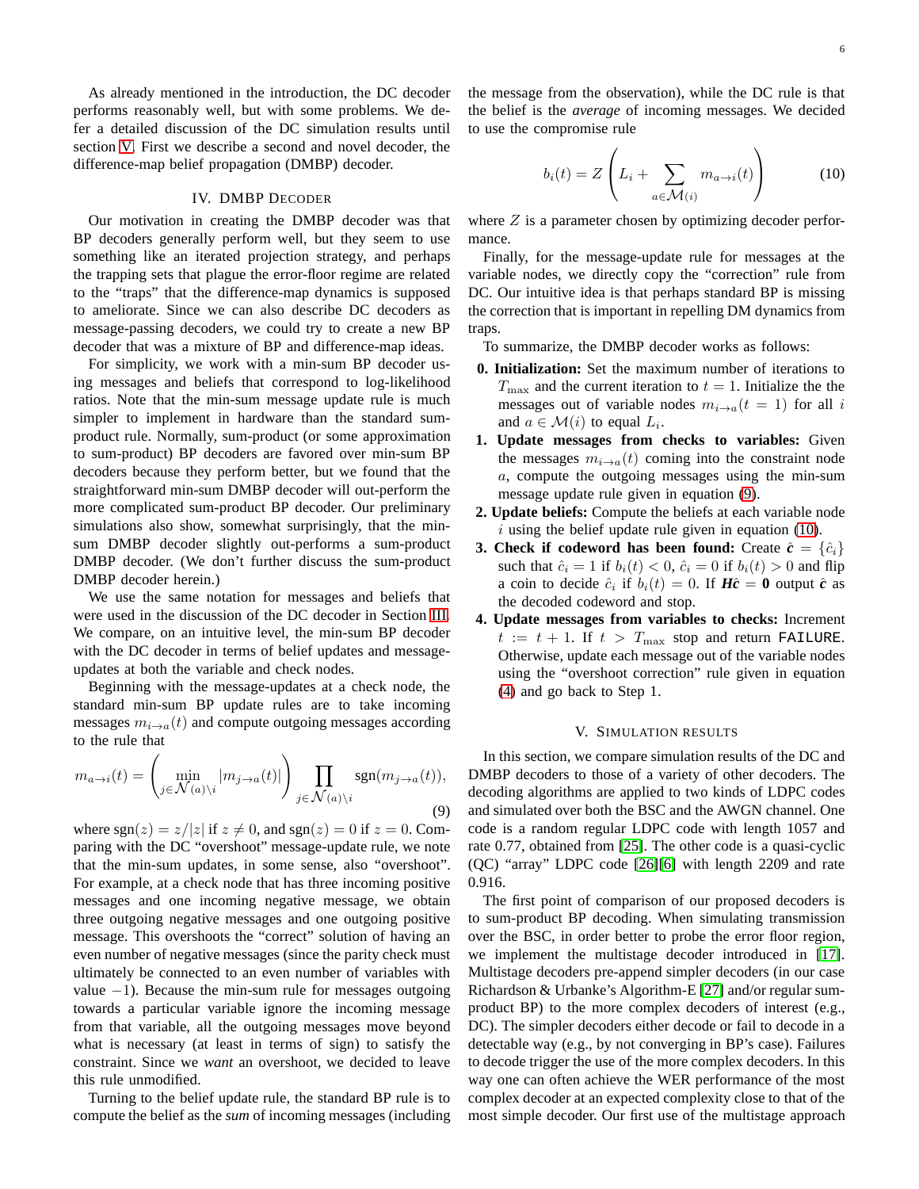As already mentioned in the introduction, the DC decoder performs reasonably well, but with some problems. We defer a detailed discussion of the DC simulation results until section V. First we describe a second and novel decoder, the difference-map belief propagation (DMBP) decoder.

## IV. DMBP Decoder

Our motivation in creating the DMBP decoder was that BP decoders generally perform well, but they seem to use something like an iterated projection strategy, and perhaps the trapping sets that plague the error-floor regime are related to the "traps" that the difference-map dynamics is supposed to ameliorate. Since we can also describe DC decoders as message-passing decoders, we could try to create a new BP decoder that was a mixture of BP and difference-map ideas.

For simplicity, we work with a min-sum BP decoder using messages and beliefs that correspond to log-likelihood ratios. Note that the min-sum message update rule is much simpler to implement in hardware than the standard sum-product rule. Normally, sum-product (or some approximation to sum-product) BP decoders are favored over min-sum BP decoders because they perform better, but we found that the straightforward min-sum DMBP decoder will out-perform the more complicated sum-product BP decoder. Our preliminary simulations also show, somewhat surprisingly, that the min-sum DMBP decoder slightly out-performs a sum-product DMBP decoder. (We don't further discuss the sum-product DMBP decoder herein.)

We use the same notation for messages and beliefs that were used in the discussion of the DC decoder in Section III. We compare, on an intuitive level, the min-sum BP decoder with the DC decoder in terms of belief updates and message-updates at both the variable and check nodes.

Beginning with the message-updates at a check node, the standard min-sum BP update rules are to take incoming messages $m_{i\to a}(t)$ and compute outgoing messages according to the rule that

$$m_{a\to i}(t) = \left(\min_{j\in\mathcal{N}(a)\setminus i} |m_{j\to a}(t)|\right) \prod_{j\in\mathcal{N}(a)\setminus i} \mathrm{sgn}(m_{j\to a}(t)), \tag{9}$$

where $\mathrm{sgn}(z) = z/|z|$ if $z \neq 0$, and $\mathrm{sgn}(z) = 0$ if $z = 0$. Comparing with the DC "overshoot" message-update rule, we note that the min-sum updates, in some sense, also "overshoot". For example, at a check node that has three incoming positive messages and one incoming negative message, we obtain three outgoing negative messages and one outgoing positive message. This overshoots the "correct" solution of having an even number of negative messages (since the parity check must ultimately be connected to an even number of variables with value $-1$). Because the min-sum rule for messages outgoing towards a particular variable ignore the incoming message from that variable, all the outgoing messages move beyond what is necessary (at least in terms of sign) to satisfy the constraint. Since we *want* an overshoot, we decided to leave this rule unmodified.

Turning to the belief update rule, the standard BP rule is to compute the belief as the *sum* of incoming messages (including the message from the observation), while the DC rule is that the belief is the *average* of incoming messages. We decided to use the compromise rule

$$b_i(t) = Z\left(L_i + \sum_{a\in\mathcal{M}(i)} m_{a\to i}(t)\right) \tag{10}$$

where $Z$ is a parameter chosen by optimizing decoder performance.

Finally, for the message-update rule for messages at the variable nodes, we directly copy the "correction" rule from DC. Our intuitive idea is that perhaps standard BP is missing the correction that is important in repelling DM dynamics from traps.

To summarize, the DMBP decoder works as follows:

**0. Initialization:** Set the maximum number of iterations to $T_{\max}$ and the current iteration to $t = 1$. Initialize the the messages out of variable nodes $m_{i\to a}(t = 1)$ for all $i$ and $a \in \mathcal{M}(i)$ to equal $L_i$.

**1. Update messages from checks to variables:** Given the messages $m_{i\to a}(t)$ coming into the constraint node $a$, compute the outgoing messages using the min-sum message update rule given in equation (9).

**2. Update beliefs:** Compute the beliefs at each variable node $i$ using the belief update rule given in equation (10).

**3. Check if codeword has been found:** Create $\hat{\boldsymbol{c}} = \{\hat{c}_i\}$ such that $\hat{c}_i = 1$ if $b_i(t) < 0$, $\hat{c}_i = 0$ if $b_i(t) > 0$ and flip a coin to decide $\hat{c}_i$ if $b_i(t) = 0$. If $\boldsymbol{H}\hat{\boldsymbol{c}} = \boldsymbol{0}$ output $\hat{\boldsymbol{c}}$ as the decoded codeword and stop.

**4. Update messages from variables to checks:** Increment $t := t + 1$. If $t > T_{\max}$ stop and return FAILURE. Otherwise, update each message out of the variable nodes using the "overshoot correction" rule given in equation (4) and go back to Step 1.

## V. Simulation Results

In this section, we compare simulation results of the DC and DMBP decoders to those of a variety of other decoders. The decoding algorithms are applied to two kinds of LDPC codes and simulated over both the BSC and the AWGN channel. One code is a random regular LDPC code with length 1057 and rate 0.77, obtained from [25]. The other code is a quasi-cyclic (QC) "array" LDPC code [26][6] with length 2209 and rate 0.916.

The first point of comparison of our proposed decoders is to sum-product BP decoding. When simulating transmission over the BSC, in order better to probe the error floor region, we implement the multistage decoder introduced in [17]. Multistage decoders pre-append simpler decoders (in our case Richardson & Urbanke's Algorithm-E [27] and/or regular sum-product BP) to the more complex decoders of interest (e.g., DC). The simpler decoders either decode or fail to decode in a detectable way (e.g., by not converging in BP's case). Failures to decode trigger the use of the more complex decoders. In this way one can often achieve the WER performance of the most complex decoder at an expected complexity close to that of the most simple decoder. Our first use of the multistage approach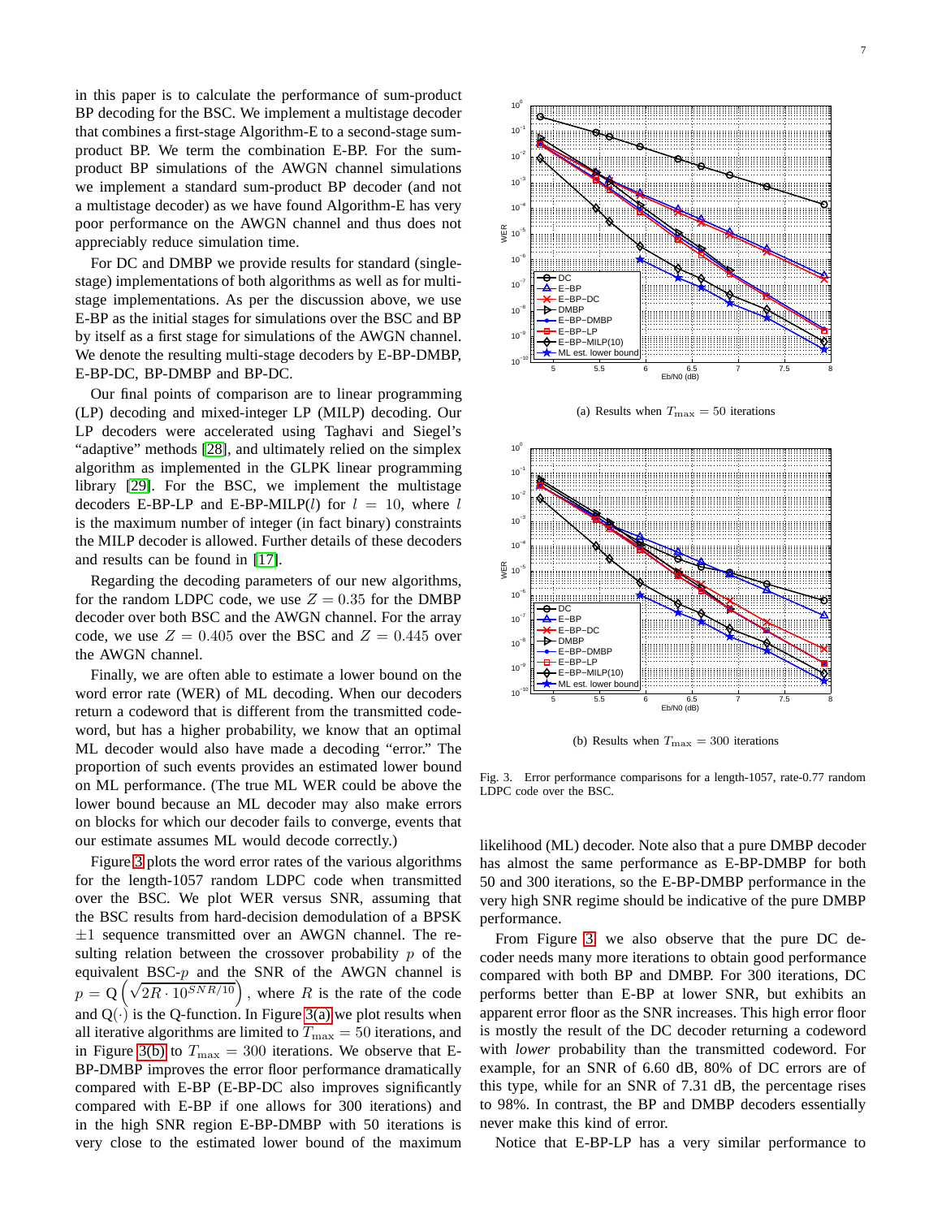in this paper is to calculate the performance of sum-product BP decoding for the BSC. We implement a multistage decoder that combines a first-stage Algorithm-E to a second-stage sum-product BP. We term the combination E-BP. For the sum-product BP simulations of the AWGN channel simulations we implement a standard sum-product BP decoder (and not a multistage decoder) as we have found Algorithm-E has very poor performance on the AWGN channel and thus does not appreciably reduce simulation time.

For DC and DMBP we provide results for standard (single-stage) implementations of both algorithms as well as for multi-stage implementations. As per the discussion above, we use E-BP as the initial stages for simulations over the BSC and BP by itself as a first stage for simulations of the AWGN channel. We denote the resulting multi-stage decoders by E-BP-DMBP, E-BP-DC, BP-DMBP and BP-DC.

Our final points of comparison are to linear programming (LP) decoding and mixed-integer LP (MILP) decoding. Our LP decoders were accelerated using Taghavi and Siegel's "adaptive" methods [28], and ultimately relied on the simplex algorithm as implemented in the GLPK linear programming library [29]. For the BSC, we implement the multistage decoders E-BP-LP and E-BP-MILP($l$) for $l = 10$, where $l$ is the maximum number of integer (in fact binary) constraints the MILP decoder is allowed. Further details of these decoders and results can be found in [17].

Regarding the decoding parameters of our new algorithms, for the random LDPC code, we use $Z = 0.35$ for the DMBP decoder over both BSC and the AWGN channel. For the array code, we use $Z = 0.405$ over the BSC and $Z = 0.445$ over the AWGN channel.

Finally, we are often able to estimate a lower bound on the word error rate (WER) of ML decoding. When our decoders return a codeword that is different from the transmitted codeword, but has a higher probability, we know that an optimal ML decoder would also have made a decoding "error." The proportion of such events provides an estimated lower bound on ML performance. (The true ML WER could be above the lower bound because an ML decoder may also make errors on blocks for which our decoder fails to converge, events that our estimate assumes ML would decode correctly.)

Figure 3 plots the word error rates of the various algorithms for the length-1057 random LDPC code when transmitted over the BSC. We plot WER versus SNR, assuming that the BSC results from hard-decision demodulation of a BPSK $\pm 1$ sequence transmitted over an AWGN channel. The resulting relation between the crossover probability $p$ of the equivalent BSC-$p$ and the SNR of the AWGN channel is $p = \mathrm{Q}\left(\sqrt{2R \cdot 10^{SNR/10}}\right)$, where $R$ is the rate of the code and $\mathrm{Q}(\cdot)$ is the Q-function. In Figure 3(a) we plot results when all iterative algorithms are limited to $T_{\max} = 50$ iterations, and in Figure 3(b) to $T_{\max} = 300$ iterations. We observe that E-BP-DMBP improves the error floor performance dramatically compared with E-BP (E-BP-DC also improves significantly compared with E-BP if one allows for 300 iterations) and in the high SNR region E-BP-DMBP with 50 iterations is very close to the estimated lower bound of the maximum likelihood (ML) decoder. Note also that a pure DMBP decoder has almost the same performance as E-BP-DMBP for both 50 and 300 iterations, so the E-BP-DMBP performance in the very high SNR regime should be indicative of the pure DMBP performance.

(a) Results when $T_{\max} = 50$ iterations

(b) Results when $T_{\max} = 300$ iterations

Fig. 3. Error performance comparisons for a length-1057, rate-0.77 random LDPC code over the BSC.

From Figure 3, we also observe that the pure DC decoder needs many more iterations to obtain good performance compared with both BP and DMBP. For 300 iterations, DC performs better than E-BP at lower SNR, but exhibits an apparent error floor as the SNR increases. This high error floor is mostly the result of the DC decoder returning a codeword with *lower* probability than the transmitted codeword. For example, for an SNR of 6.60 dB, 80% of DC errors are of this type, while for an SNR of 7.31 dB, the percentage rises to 98%. In contrast, the BP and DMBP decoders essentially never make this kind of error.

Notice that E-BP-LP has a very similar performance to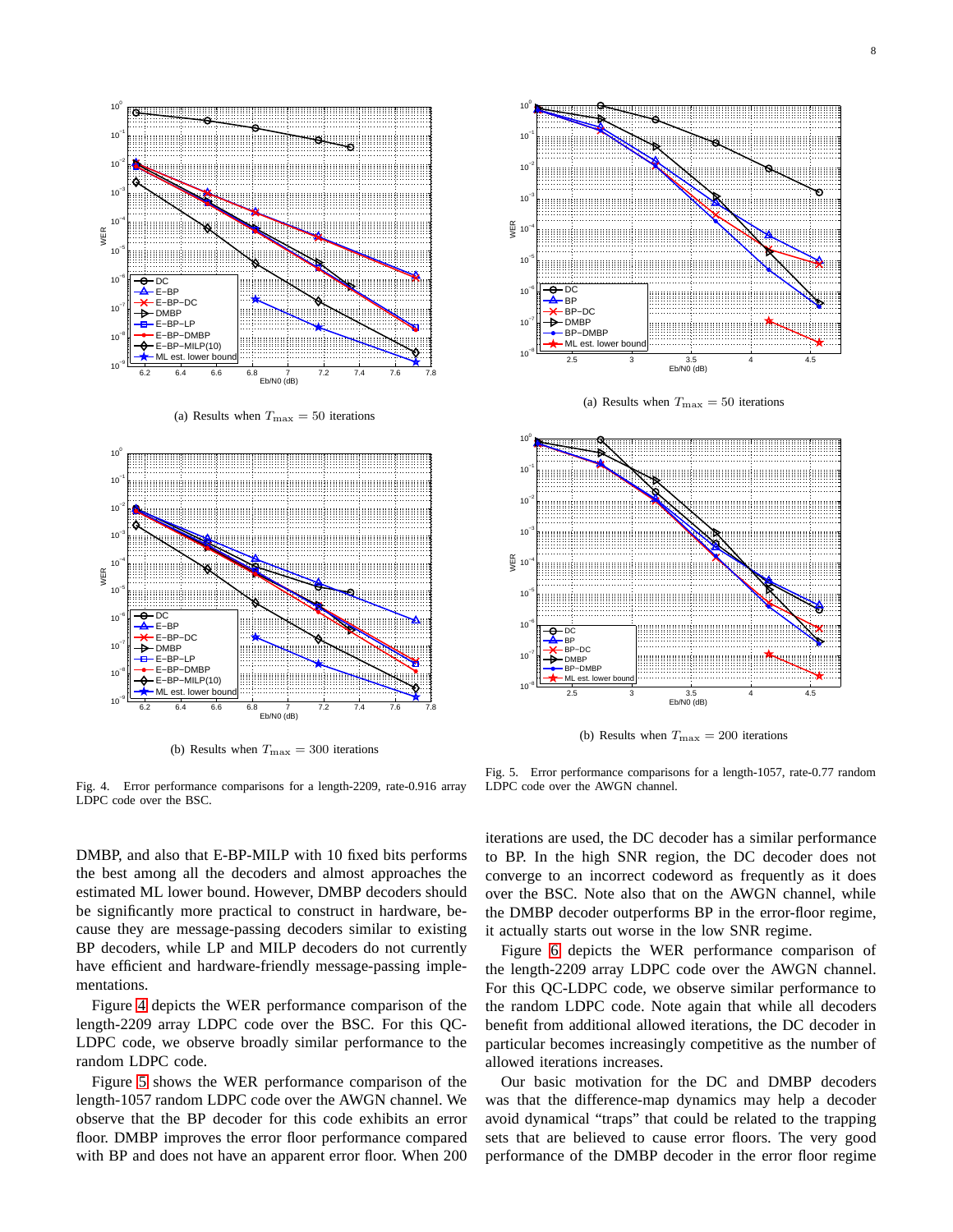(a) Results when $T_{\max} = 50$ iterations

(b) Results when $T_{\max} = 300$ iterations

Fig. 4. Error performance comparisons for a length-2209, rate-0.916 array LDPC code over the BSC.

(a) Results when $T_{\max} = 50$ iterations

(b) Results when $T_{\max} = 200$ iterations

Fig. 5. Error performance comparisons for a length-1057, rate-0.77 random LDPC code over the AWGN channel.

DMBP, and also that E-BP-MILP with 10 fixed bits performs the best among all the decoders and almost approaches the estimated ML lower bound. However, DMBP decoders should be significantly more practical to construct in hardware, because they are message-passing decoders similar to existing BP decoders, while LP and MILP decoders do not currently have efficient and hardware-friendly message-passing implementations.

Figure 4 depicts the WER performance comparison of the length-2209 array LDPC code over the BSC. For this QC-LDPC code, we observe broadly similar performance to the random LDPC code.

Figure 5 shows the WER performance comparison of the length-1057 random LDPC code over the AWGN channel. We observe that the BP decoder for this code exhibits an error floor. DMBP improves the error floor performance compared with BP and does not have an apparent error floor. When 200 iterations are used, the DC decoder has a similar performance to BP. In the high SNR region, the DC decoder does not converge to an incorrect codeword as frequently as it does over the BSC. Note also that on the AWGN channel, while the DMBP decoder outperforms BP in the error-floor regime, it actually starts out worse in the low SNR regime.

Figure 6 depicts the WER performance comparison of the length-2209 array LDPC code over the AWGN channel. For this QC-LDPC code, we observe similar performance to the random LDPC code. Note again that while all decoders benefit from additional allowed iterations, the DC decoder in particular becomes increasingly competitive as the number of allowed iterations increases.

Our basic motivation for the DC and DMBP decoders was that the difference-map dynamics may help a decoder avoid dynamical "traps" that could be related to the trapping sets that are believed to cause error floors. The very good performance of the DMBP decoder in the error floor regime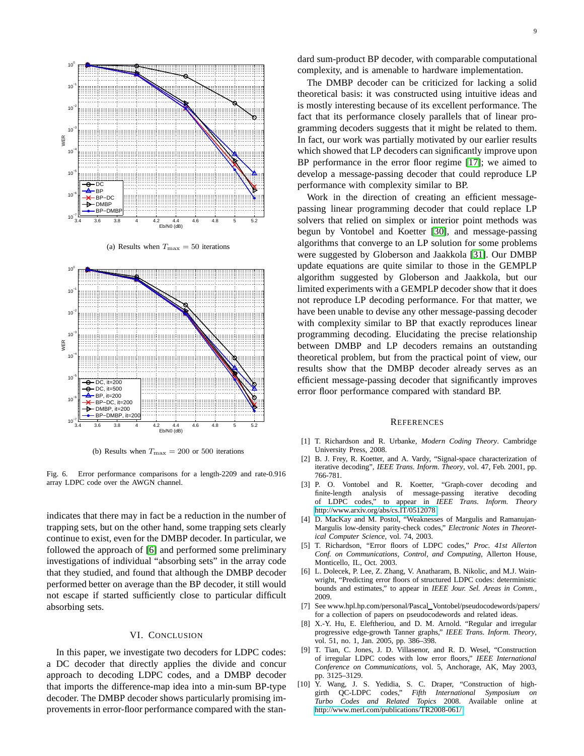(a) Results when $T_{\max} = 50$ iterations

(b) Results when $T_{\max} = 200$ or $500$ iterations

Fig. 6. Error performance comparisons for a length-2209 and rate-0.916 array LDPC code over the AWGN channel.

indicates that there may in fact be a reduction in the number of trapping sets, but on the other hand, some trapping sets clearly continue to exist, even for the DMBP decoder. In particular, we followed the approach of [6] and performed some preliminary investigations of individual "absorbing sets" in the array code that they studied, and found that although the DMBP decoder performed better on average than the BP decoder, it still would not escape if started sufficiently close to particular difficult absorbing sets.

## VI. Conclusion

In this paper, we investigate two decoders for LDPC codes: a DC decoder that directly applies the divide and concur approach to decoding LDPC codes, and a DMBP decoder that imports the difference-map idea into a min-sum BP-type decoder. The DMBP decoder shows particularly promising improvements in error-floor performance compared with the standard sum-product BP decoder, with comparable computational complexity, and is amenable to hardware implementation.

The DMBP decoder can be criticized for lacking a solid theoretical basis: it was constructed using intuitive ideas and is mostly interesting because of its excellent performance. The fact that its performance closely parallels that of linear programming decoders suggests that it might be related to them. In fact, our work was partially motivated by our earlier results which showed that LP decoders can significantly improve upon BP performance in the error floor regime [17]; we aimed to develop a message-passing decoder that could reproduce LP performance with complexity similar to BP.

Work in the direction of creating an efficient message-passing linear programming decoder that could replace LP solvers that relied on simplex or interior point methods was begun by Vontobel and Koetter [30], and message-passing algorithms that converge to an LP solution for some problems were suggested by Globerson and Jaakkola [31]. Our DMBP update equations are quite similar to those in the GEMPLP algorithm suggested by Globerson and Jaakkola, but our limited experiments with a GEMPLP decoder show that it does not reproduce LP decoding performance. For that matter, we have been unable to devise any other message-passing decoder with complexity similar to BP that exactly reproduces linear programming decoding. Elucidating the precise relationship between DMBP and LP decoders remains an outstanding theoretical problem, but from the practical point of view, our results show that the DMBP decoder already serves as an efficient message-passing decoder that significantly improves error floor performance compared with standard BP.

## References

[1] T. Richardson and R. Urbanke, *Modern Coding Theory*. Cambridge University Press, 2008.

[2] B. J. Frey, R. Koetter, and A. Vardy, "Signal-space characterization of iterative decoding", *IEEE Trans. Inform. Theory*, vol. 47, Feb. 2001, pp. 766-781.

[3] P. O. Vontobel and R. Koetter, "Graph-cover decoding and finite-length analysis of message-passing iterative decoding of LDPC codes," to appear in *IEEE Trans. Inform. Theory* http://www.arxiv.org/abs/cs.IT/0512078

[4] D. MacKay and M. Postol, "Weaknesses of Margulis and Ramanujan-Margulis low-density parity-check codes," *Electronic Notes in Theoretical Computer Science*, vol. 74, 2003.

[5] T. Richardson, "Error floors of LDPC codes," *Proc. 41st Allerton Conf. on Communications, Control, and Computing*, Allerton House, Monticello, IL, Oct. 2003.

[6] L. Dolecek, P. Lee, Z. Zhang, V. Anatharam, B. Nikolic, and M.J. Wainwright, "Predicting error floors of structured LDPC codes: deterministic bounds and estimates," to appear in *IEEE Jour. Sel. Areas in Comm.*, 2009.

[7] See www.hpl.hp.com/personal/Pascal_Vontobel/pseudocodewords/papers/ for a collection of papers on pseudocodewords and related ideas.

[8] X.-Y. Hu, E. Eleftheriou, and D. M. Arnold. "Regular and irregular progressive edge-growth Tanner graphs," *IEEE Trans. Inform. Theory*, vol. 51, no. 1, Jan. 2005, pp. 386–398.

[9] T. Tian, C. Jones, J. D. Villasenor, and R. D. Wesel, "Construction of irregular LDPC codes with low error floors," *IEEE International Conference on Communications*, vol. 5, Anchorage, AK, May 2003, pp. 3125–3129.

[10] Y. Wang, J. S. Yedidia, S. C. Draper, "Construction of high-girth QC-LDPC codes," *Fifth International Symposium on Turbo Codes and Related Topics* 2008. Available online at http://www.merl.com/publications/TR2008-061/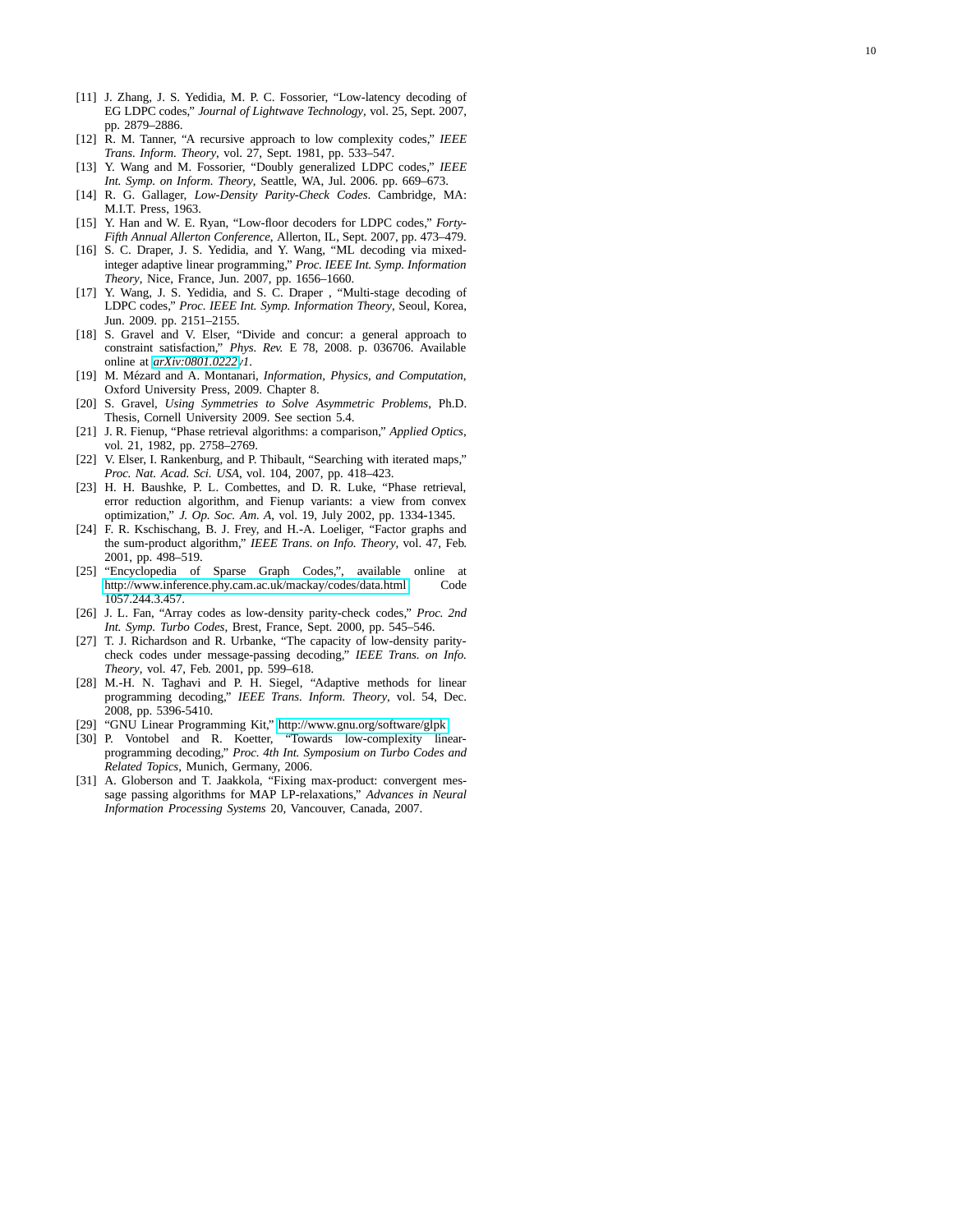[11] J. Zhang, J. S. Yedidia, M. P. C. Fossorier, "Low-latency decoding of EG LDPC codes," *Journal of Lightwave Technology*, vol. 25, Sept. 2007, pp. 2879–2886.

[12] R. M. Tanner, "A recursive approach to low complexity codes," *IEEE Trans. Inform. Theory*, vol. 27, Sept. 1981, pp. 533–547.

[13] Y. Wang and M. Fossorier, "Doubly generalized LDPC codes," *IEEE Int. Symp. on Inform. Theory*, Seattle, WA, Jul. 2006. pp. 669–673.

[14] R. G. Gallager, *Low-Density Parity-Check Codes*. Cambridge, MA: M.I.T. Press, 1963.

[15] Y. Han and W. E. Ryan, "Low-floor decoders for LDPC codes," *Forty-Fifth Annual Allerton Conference*, Allerton, IL, Sept. 2007, pp. 473–479.

[16] S. C. Draper, J. S. Yedidia, and Y. Wang, "ML decoding via mixed-integer adaptive linear programming," *Proc. IEEE Int. Symp. Information Theory*, Nice, France, Jun. 2007, pp. 1656–1660.

[17] Y. Wang, J. S. Yedidia, and S. C. Draper , "Multi-stage decoding of LDPC codes," *Proc. IEEE Int. Symp. Information Theory*, Seoul, Korea, Jun. 2009. pp. 2151–2155.

[18] S. Gravel and V. Elser, "Divide and concur: a general approach to constraint satisfaction," *Phys. Rev.* E 78, 2008. p. 036706. Available online at *arXiv:0801.0222v1*.

[19] M. Mézard and A. Montanari, *Information, Physics, and Computation*, Oxford University Press, 2009. Chapter 8.

[20] S. Gravel, *Using Symmetries to Solve Asymmetric Problems*, Ph.D. Thesis, Cornell University 2009. See section 5.4.

[21] J. R. Fienup, "Phase retrieval algorithms: a comparison," *Applied Optics*, vol. 21, 1982, pp. 2758–2769.

[22] V. Elser, I. Rankenburg, and P. Thibault, "Searching with iterated maps," *Proc. Nat. Acad. Sci. USA*, vol. 104, 2007, pp. 418–423.

[23] H. H. Baushke, P. L. Combettes, and D. R. Luke, "Phase retrieval, error reduction algorithm, and Fienup variants: a view from convex optimization," *J. Op. Soc. Am. A*, vol. 19, July 2002, pp. 1334-1345.

[24] F. R. Kschischang, B. J. Frey, and H.-A. Loeliger, "Factor graphs and the sum-product algorithm," *IEEE Trans. on Info. Theory*, vol. 47, Feb. 2001, pp. 498–519.

[25] "Encyclopedia of Sparse Graph Codes,", available online at http://www.inference.phy.cam.ac.uk/mackay/codes/data.html Code 1057.244.3.457.

[26] J. L. Fan, "Array codes as low-density parity-check codes," *Proc. 2nd Int. Symp. Turbo Codes*, Brest, France, Sept. 2000, pp. 545–546.

[27] T. J. Richardson and R. Urbanke, "The capacity of low-density parity-check codes under message-passing decoding," *IEEE Trans. on Info. Theory*, vol. 47, Feb. 2001, pp. 599–618.

[28] M.-H. N. Taghavi and P. H. Siegel, "Adaptive methods for linear programming decoding," *IEEE Trans. Inform. Theory*, vol. 54, Dec. 2008, pp. 5396-5410.

[29] "GNU Linear Programming Kit," http://www.gnu.org/software/glpk

[30] P. Vontobel and R. Koetter, "Towards low-complexity linear-programming decoding," *Proc. 4th Int. Symposium on Turbo Codes and Related Topics*, Munich, Germany, 2006.

[31] A. Globerson and T. Jaakkola, "Fixing max-product: convergent message passing algorithms for MAP LP-relaxations," *Advances in Neural Information Processing Systems* 20, Vancouver, Canada, 2007.